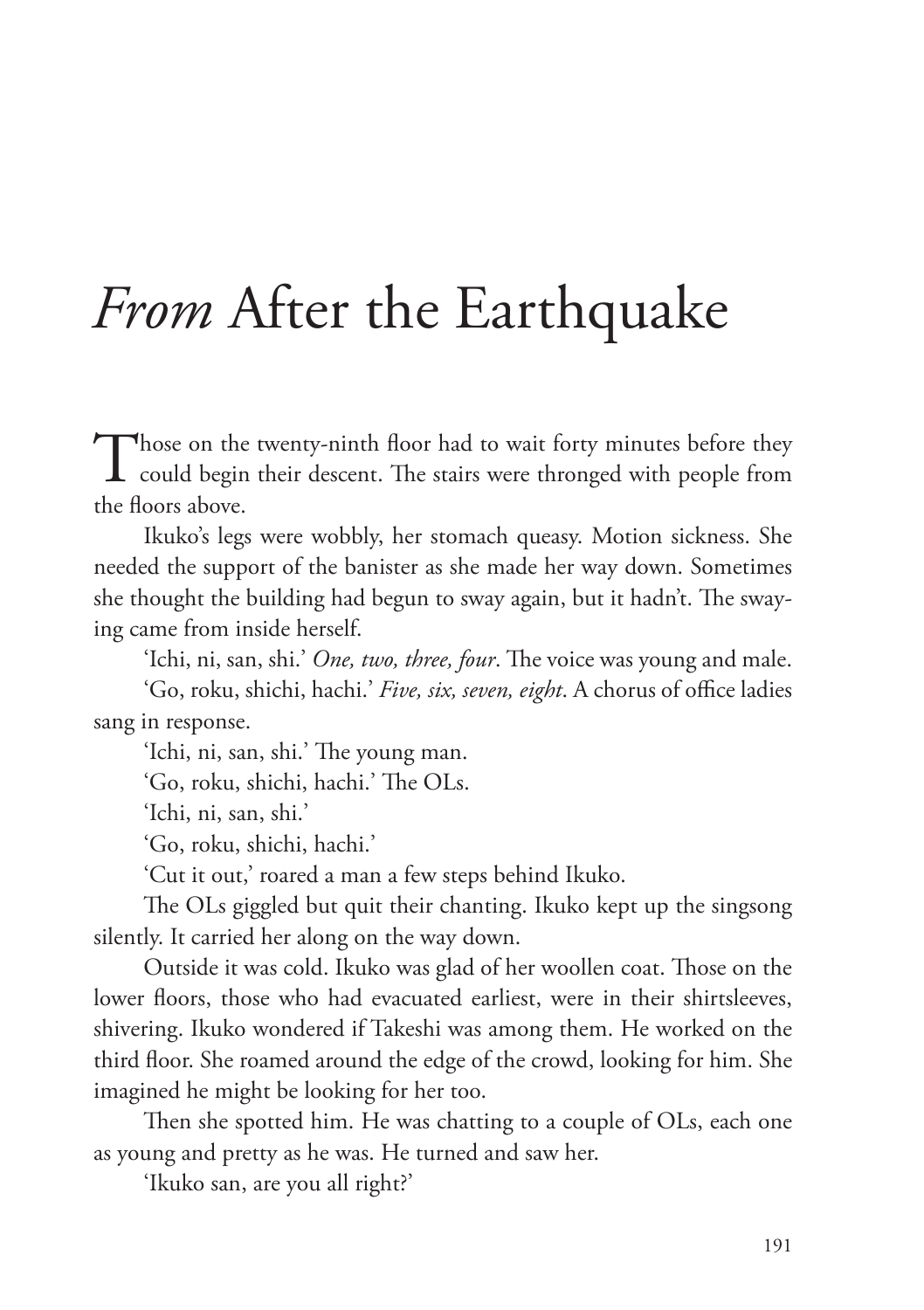# *From* After the Earthquake

Those on the twenty-ninth floor had to wait forty minutes before they could begin their descent. The stairs were thronged with people from the floors above.

Ikuko's legs were wobbly, her stomach queasy. Motion sickness. She needed the support of the banister as she made her way down. Sometimes she thought the building had begun to sway again, but it hadn't. The swaying came from inside herself.

'Ichi, ni, san, shi.' *One, two, three, four*. The voice was young and male.

'Go, roku, shichi, hachi.' *Five, six, seven, eight*. A chorus of office ladies sang in response.

'Ichi, ni, san, shi.' The young man.

'Go, roku, shichi, hachi.' The OLs.

'Ichi, ni, san, shi.'

'Go, roku, shichi, hachi.'

'Cut it out,' roared a man a few steps behind Ikuko.

The OLs giggled but quit their chanting. Ikuko kept up the singsong silently. It carried her along on the way down.

Outside it was cold. Ikuko was glad of her woollen coat. Those on the lower floors, those who had evacuated earliest, were in their shirtsleeves, shivering. Ikuko wondered if Takeshi was among them. He worked on the third floor. She roamed around the edge of the crowd, looking for him. She imagined he might be looking for her too.

Then she spotted him. He was chatting to a couple of OLs, each one as young and pretty as he was. He turned and saw her.

'Ikuko san, are you all right?'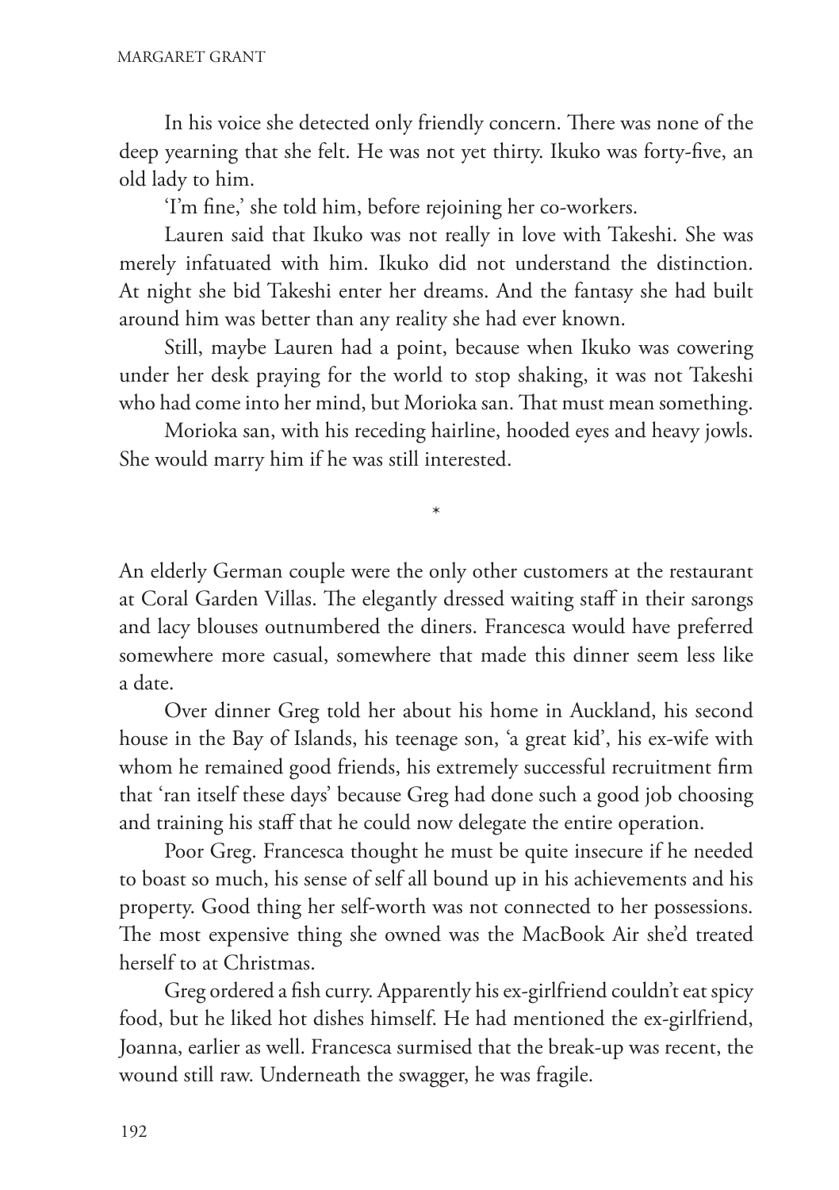In his voice she detected only friendly concern. There was none of the deep yearning that she felt. He was not yet thirty. Ikuko was forty-five, an old lady to him.

'I'm fine,' she told him, before rejoining her co-workers.

Lauren said that Ikuko was not really in love with Takeshi. She was merely infatuated with him. Ikuko did not understand the distinction. At night she bid Takeshi enter her dreams. And the fantasy she had built around him was better than any reality she had ever known.

Still, maybe Lauren had a point, because when Ikuko was cowering under her desk praying for the world to stop shaking, it was not Takeshi who had come into her mind, but Morioka san. That must mean something.

Morioka san, with his receding hairline, hooded eyes and heavy jowls. She would marry him if he was still interested.

*

An elderly German couple were the only other customers at the restaurant at Coral Garden Villas. The elegantly dressed waiting staff in their sarongs and lacy blouses outnumbered the diners. Francesca would have preferred somewhere more casual, somewhere that made this dinner seem less like a date.

Over dinner Greg told her about his home in Auckland, his second house in the Bay of Islands, his teenage son, 'a great kid', his ex-wife with whom he remained good friends, his extremely successful recruitment firm that 'ran itself these days' because Greg had done such a good job choosing and training his staff that he could now delegate the entire operation.

Poor Greg. Francesca thought he must be quite insecure if he needed to boast so much, his sense of self all bound up in his achievements and his property. Good thing her self-worth was not connected to her possessions. The most expensive thing she owned was the MacBook Air she'd treated herself to at Christmas.

Greg ordered a fish curry. Apparently his ex-girlfriend couldn't eat spicy food, but he liked hot dishes himself. He had mentioned the ex-girlfriend, Joanna, earlier as well. Francesca surmised that the break-up was recent, the wound still raw. Underneath the swagger, he was fragile.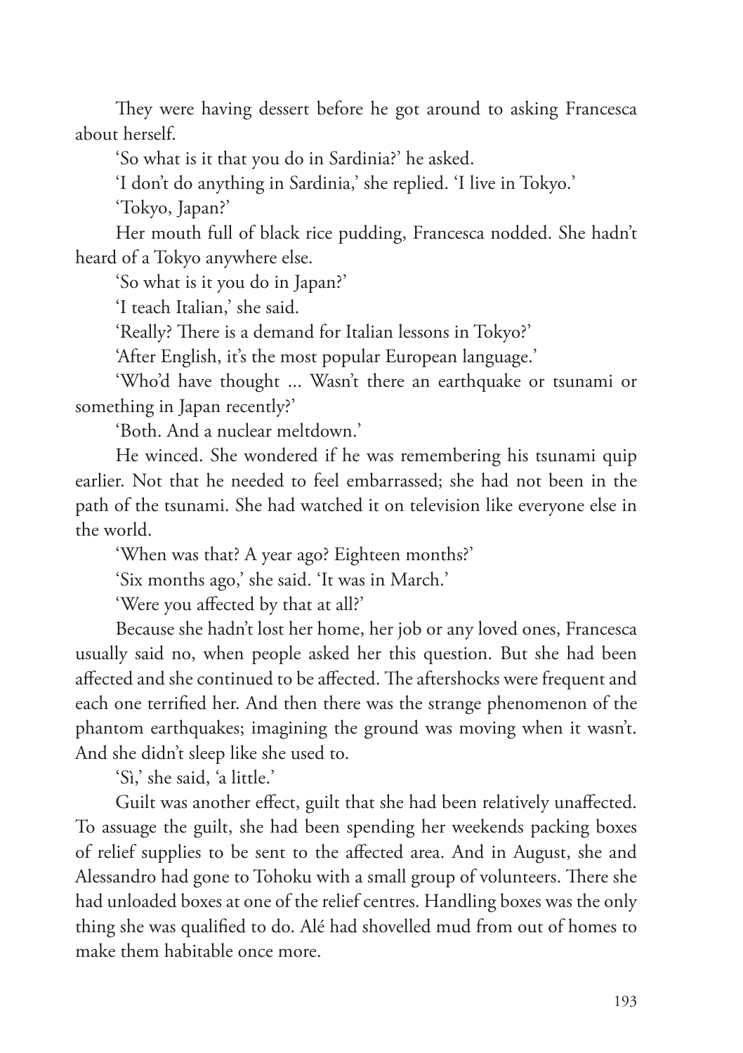They were having dessert before he got around to asking Francesca about herself.

'So what is it that you do in Sardinia?' he asked.

'I don't do anything in Sardinia,' she replied. 'I live in Tokyo.'

'Tokyo, Japan?'

Her mouth full of black rice pudding, Francesca nodded. She hadn't heard of a Tokyo anywhere else.

'So what is it you do in Japan?'

'I teach Italian,' she said.

'Really? There is a demand for Italian lessons in Tokyo?'

'After English, it's the most popular European language.'

'Who'd have thought ... Wasn't there an earthquake or tsunami or something in Japan recently?'

'Both. And a nuclear meltdown.'

He winced. She wondered if he was remembering his tsunami quip earlier. Not that he needed to feel embarrassed; she had not been in the path of the tsunami. She had watched it on television like everyone else in the world.

'When was that? A year ago? Eighteen months?'

'Six months ago,' she said. 'It was in March.'

'Were you affected by that at all?'

Because she hadn't lost her home, her job or any loved ones, Francesca usually said no, when people asked her this question. But she had been affected and she continued to be affected. The aftershocks were frequent and each one terrified her. And then there was the strange phenomenon of the phantom earthquakes; imagining the ground was moving when it wasn't. And she didn't sleep like she used to.

'Sì,' she said, 'a little.'

Guilt was another effect, guilt that she had been relatively unaffected. To assuage the guilt, she had been spending her weekends packing boxes of relief supplies to be sent to the affected area. And in August, she and Alessandro had gone to Tohoku with a small group of volunteers. There she had unloaded boxes at one of the relief centres. Handling boxes was the only thing she was qualified to do. Alé had shovelled mud from out of homes to make them habitable once more.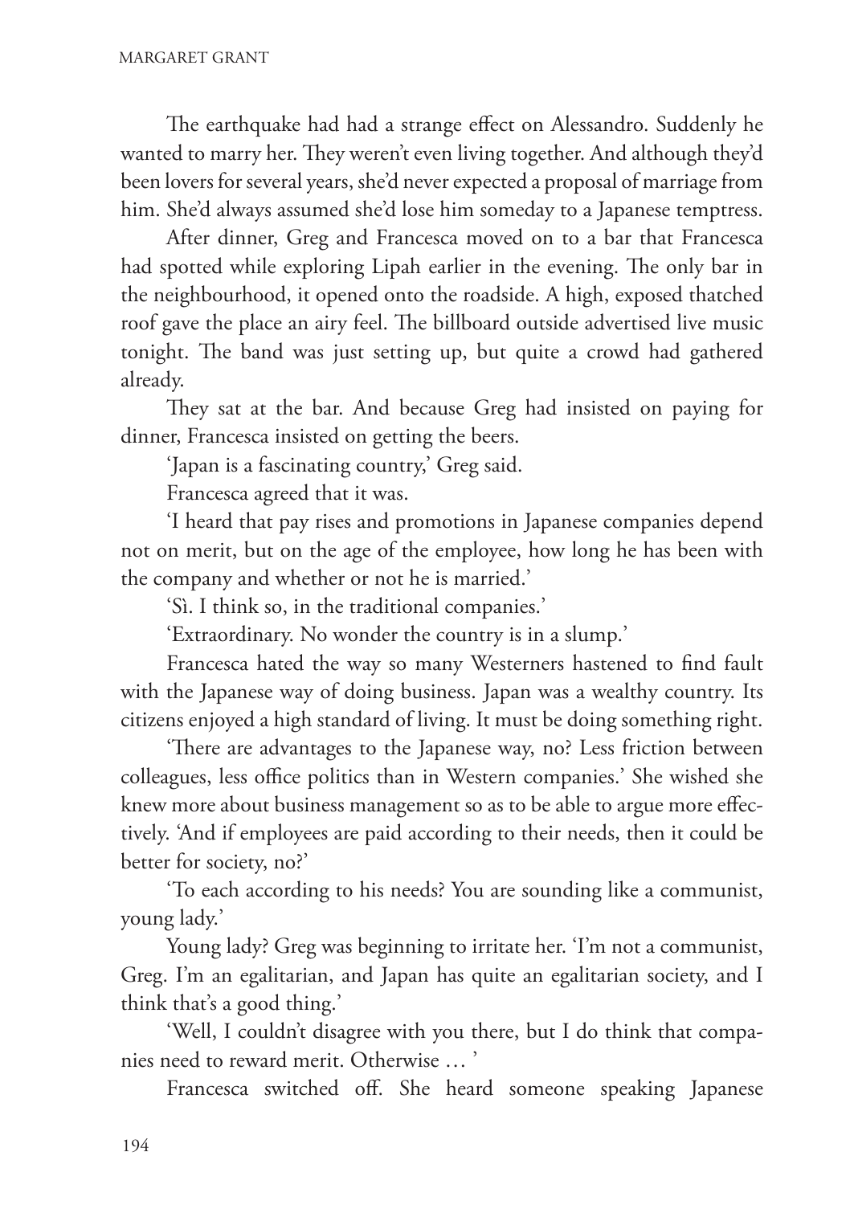The earthquake had had a strange effect on Alessandro. Suddenly he wanted to marry her. They weren't even living together. And although they'd been lovers for several years, she'd never expected a proposal of marriage from him. She'd always assumed she'd lose him someday to a Japanese temptress.

After dinner, Greg and Francesca moved on to a bar that Francesca had spotted while exploring Lipah earlier in the evening. The only bar in the neighbourhood, it opened onto the roadside. A high, exposed thatched roof gave the place an airy feel. The billboard outside advertised live music tonight. The band was just setting up, but quite a crowd had gathered already.

They sat at the bar. And because Greg had insisted on paying for dinner, Francesca insisted on getting the beers.

'Japan is a fascinating country,' Greg said.

Francesca agreed that it was.

'I heard that pay rises and promotions in Japanese companies depend not on merit, but on the age of the employee, how long he has been with the company and whether or not he is married.'

'Sì. I think so, in the traditional companies.'

'Extraordinary. No wonder the country is in a slump.'

Francesca hated the way so many Westerners hastened to find fault with the Japanese way of doing business. Japan was a wealthy country. Its citizens enjoyed a high standard of living. It must be doing something right.

'There are advantages to the Japanese way, no? Less friction between colleagues, less office politics than in Western companies.' She wished she knew more about business management so as to be able to argue more effectively. 'And if employees are paid according to their needs, then it could be better for society, no?'

'To each according to his needs? You are sounding like a communist, young lady.'

Young lady? Greg was beginning to irritate her. 'I'm not a communist, Greg. I'm an egalitarian, and Japan has quite an egalitarian society, and I think that's a good thing.'

'Well, I couldn't disagree with you there, but I do think that companies need to reward merit. Otherwise … '

Francesca switched off. She heard someone speaking Japanese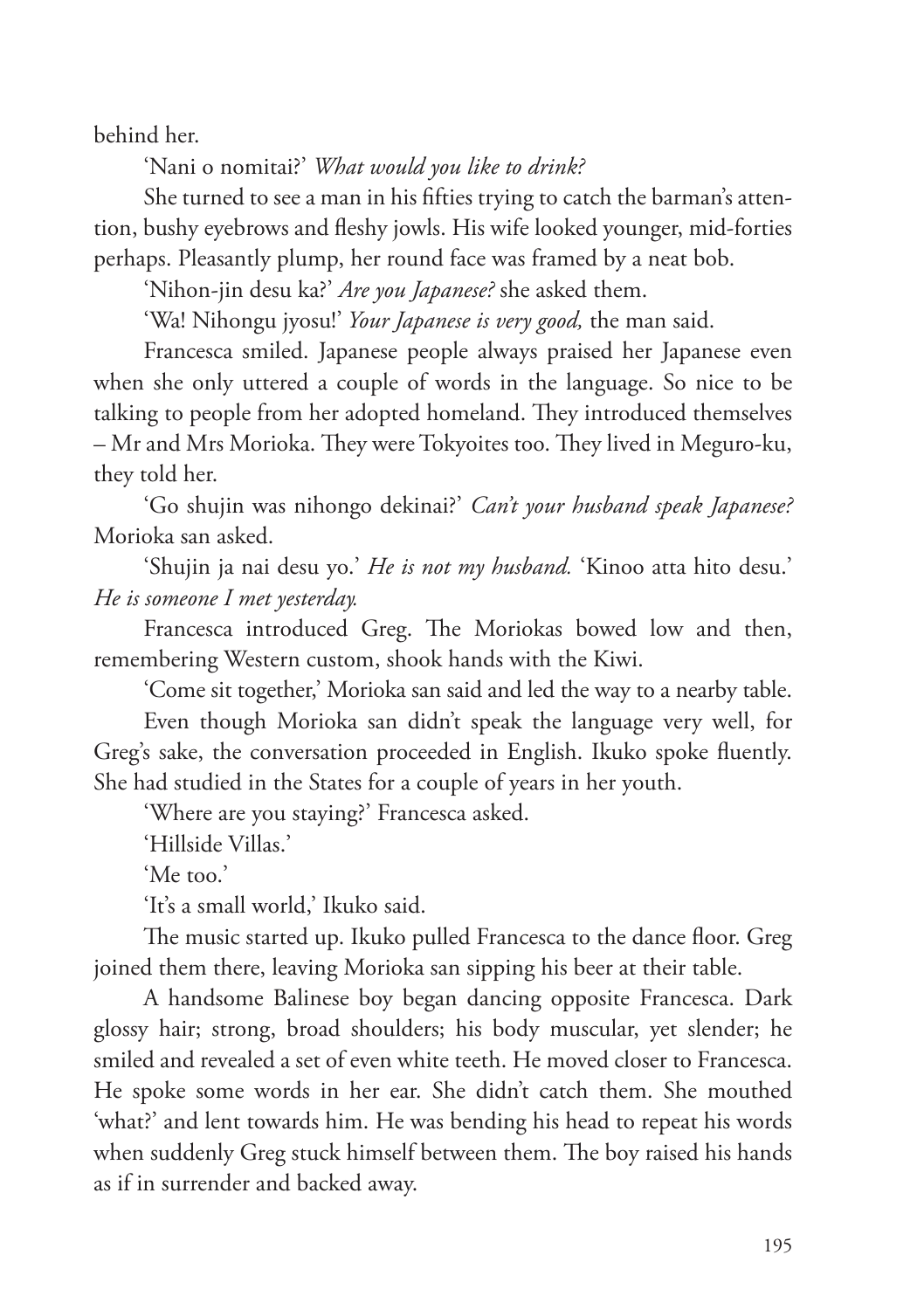behind her.

'Nani o nomitai?' *What would you like to drink?*

She turned to see a man in his fifties trying to catch the barman's attention, bushy eyebrows and fleshy jowls. His wife looked younger, mid-forties perhaps. Pleasantly plump, her round face was framed by a neat bob.

'Nihon-jin desu ka?' *Are you Japanese?* she asked them.

'Wa! Nihongu jyosu!' *Your Japanese is very good,* the man said.

Francesca smiled. Japanese people always praised her Japanese even when she only uttered a couple of words in the language. So nice to be talking to people from her adopted homeland. They introduced themselves – Mr and Mrs Morioka. They were Tokyoites too. They lived in Meguro-ku, they told her.

'Go shujin was nihongo dekinai?' *Can't your husband speak Japanese?* Morioka san asked.

'Shujin ja nai desu yo.' *He is not my husband.* 'Kinoo atta hito desu.' *He is someone I met yesterday.*

Francesca introduced Greg. The Moriokas bowed low and then, remembering Western custom, shook hands with the Kiwi.

'Come sit together,' Morioka san said and led the way to a nearby table.

Even though Morioka san didn't speak the language very well, for Greg's sake, the conversation proceeded in English. Ikuko spoke fluently. She had studied in the States for a couple of years in her youth.

'Where are you staying?' Francesca asked.

'Hillside Villas.'

'Me too.'

'It's a small world,' Ikuko said.

The music started up. Ikuko pulled Francesca to the dance floor. Greg joined them there, leaving Morioka san sipping his beer at their table.

A handsome Balinese boy began dancing opposite Francesca. Dark glossy hair; strong, broad shoulders; his body muscular, yet slender; he smiled and revealed a set of even white teeth. He moved closer to Francesca. He spoke some words in her ear. She didn't catch them. She mouthed 'what?' and lent towards him. He was bending his head to repeat his words when suddenly Greg stuck himself between them. The boy raised his hands as if in surrender and backed away.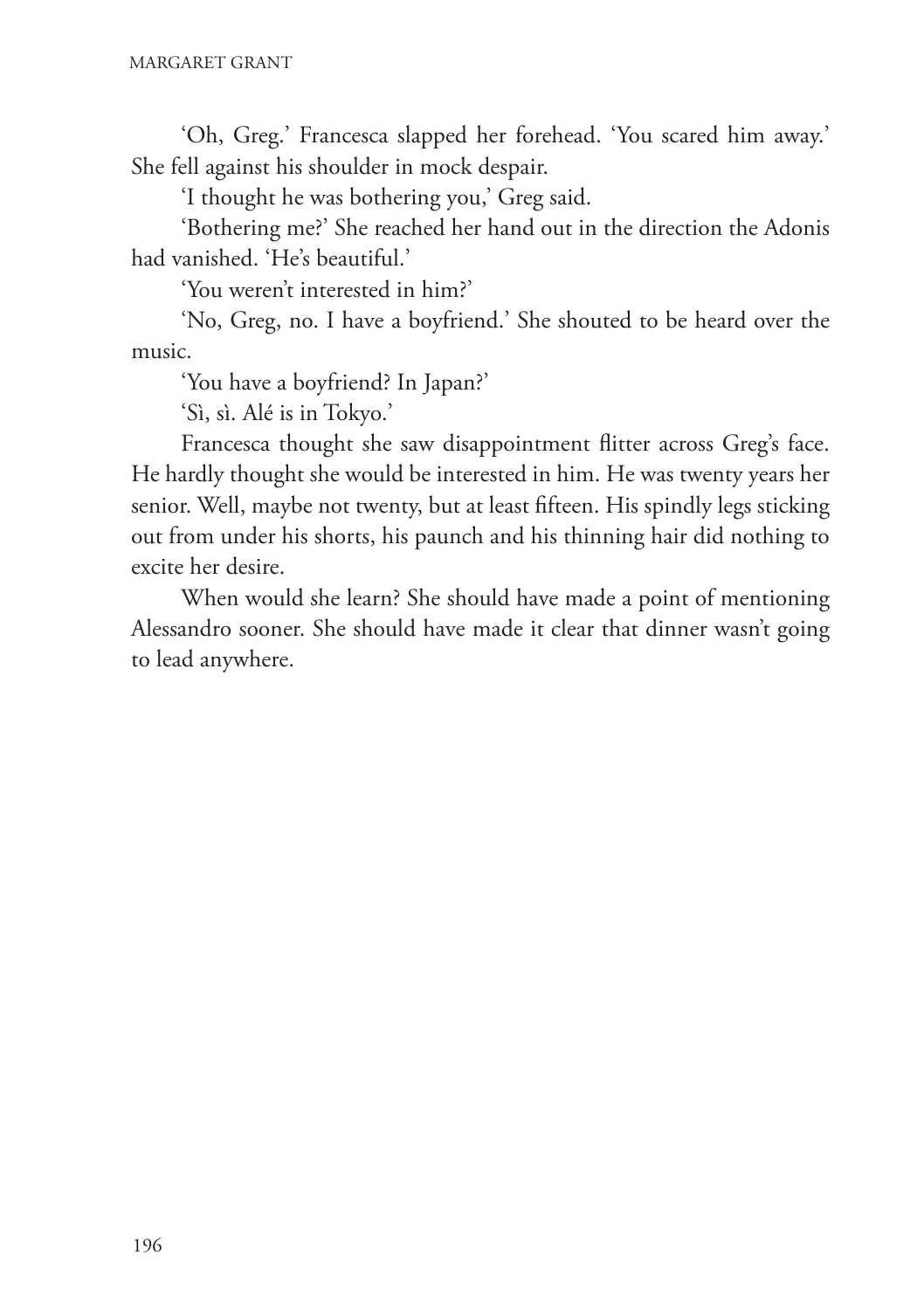'Oh, Greg.' Francesca slapped her forehead. 'You scared him away.' She fell against his shoulder in mock despair.

'I thought he was bothering you,' Greg said.

'Bothering me?' She reached her hand out in the direction the Adonis had vanished. 'He's beautiful.'

'You weren't interested in him?'

'No, Greg, no. I have a boyfriend.' She shouted to be heard over the music.

'You have a boyfriend? In Japan?'

'Sì, sì. Alé is in Tokyo.'

Francesca thought she saw disappointment flitter across Greg's face. He hardly thought she would be interested in him. He was twenty years her senior. Well, maybe not twenty, but at least fifteen. His spindly legs sticking out from under his shorts, his paunch and his thinning hair did nothing to excite her desire.

When would she learn? She should have made a point of mentioning Alessandro sooner. She should have made it clear that dinner wasn't going to lead anywhere.